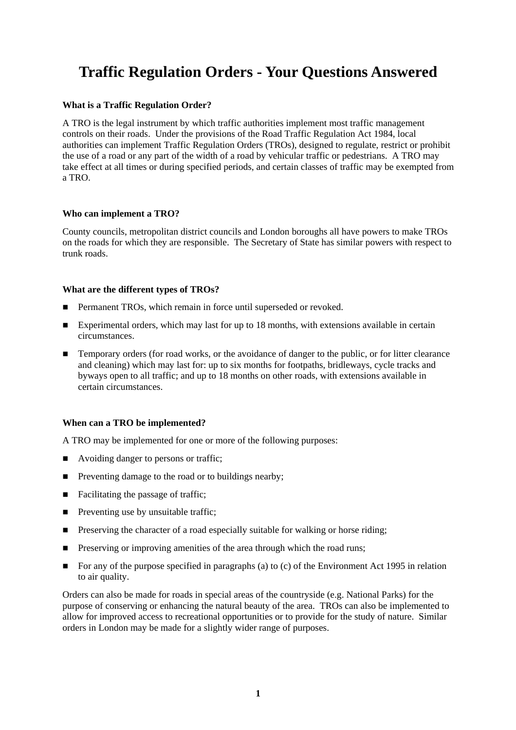# Traffic Regulation Orders - Your Questions Answered

### What is a Traffic Regulation Order?

A TRO is the legal instrument by which traffic authorities implement most traffic management controls on their roads. Under the provisions of the Road Traffic Regulation Act 1984, local authorities can implement Traffic Regulation Orders (TROs), designed to regulate, restrict or prohibit the use of a road or any part of the width of a road by vehicular traffic or pedestrians. A TRO may take effect at all times or during specified periods, and certain classes of traffic may be exempted from a TRO.

### Who can implement a TRO?

County councils, metropolitan district councils and London boroughs all have powers to make TROs on the roads for which they are responsible. The Secretary of State has similar powers with respect to trunk roads.

### What are the different types of TROs?

- Permanent TROs, which remain in force until superseded or revoked.
- Experimental orders, which may last for up to 18 months, with extensions available in certain circumstances.
- Temporary orders (for road works, or the avoidance of danger to the public, or for litter clearance and cleaning) which may last for: up to six months for footpaths, bridleways, cycle tracks and byways open to all traffic; and up to 18 months on other roads, with extensions available in certain circumstances.

### When can a TRO be implemented?

A TRO may be implemented for one or more of the following purposes:

- Avoiding danger to persons or traffic;
- Preventing damage to the road or to buildings nearby;
- Facilitating the passage of traffic;
- Preventing use by unsuitable traffic;
- Preserving the character of a road especially suitable for walking or horse riding;
- Preserving or improving amenities of the area through which the road runs;
- For any of the purpose specified in paragraphs (a) to (c) of the Environment Act 1995 in relation to air quality.

Orders can also be made for roads in special areas of the countryside (e.g. National Parks) for the purpose of conserving or enhancing the natural beauty of the area. TROs can also be implemented to allow for improved access to recreational opportunities or to provide for the study of nature. Similar orders in London may be made for a slightly wider range of purposes.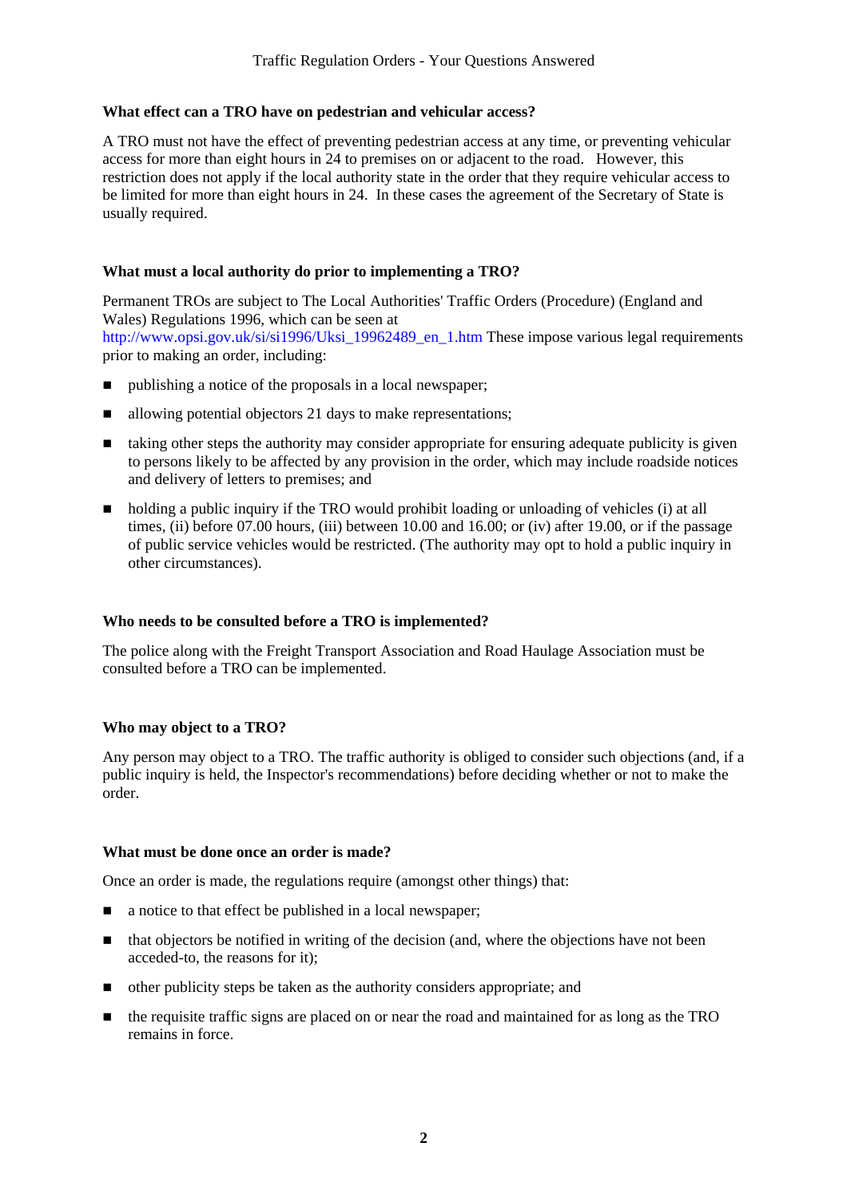**What effect can a TRO have on pedestrian and vehicular access?**

A TRO must not have the effect of preventing pedestrian access at any time, or preventing vehicular access for more than eight hours in 24 to premises on or adjacent to the road. However, this restriction does not apply if the local authority state in the order that they require vehicular access to be limited for more than eight hours in 24. In these cases the agreement of the Secretary of State is usually required.

**What must a local authority do prior to implementing a TRO?**

Permanent TROs are subject to The Local Authorities' Traffic Orders (Procedure) (England and Wales) Regulations 1996, which can be seen at http://www.opsi.gov.uk/si/si1996/Uksi_19962489_en_1.htm These impose various legal requirements prior to making an order, including:

- publishing a notice of the proposals in a local newspaper;
- allowing potential objectors 21 days to make representations;
- taking other steps the authority may consider appropriate for ensuring adequate publicity is given to persons likely to be affected by any provision in the order, which may include roadside notices and delivery of letters to premises; and
- holding a public inquiry if the TRO would prohibit loading or unloading of vehicles (i) at all times, (ii) before 07.00 hours, (iii) between 10.00 and 16.00; or (iv) after 19.00, or if the passage of public service vehicles would be restricted. (The authority may opt to hold a public inquiry in other circumstances).

**Who needs to be consulted before a TRO is implemented?**

The police along with the Freight Transport Association and Road Haulage Association must be consulted before a TRO can be implemented.

**Who may object to a TRO?**

Any person may object to a TRO. The traffic authority is obliged to consider such objections (and, if a public inquiry is held, the Inspector's recommendations) before deciding whether or not to make the order.

**What must be done once an order is made?**

Once an order is made, the regulations require (amongst other things) that:

- a notice to that effect be published in a local newspaper;
- that objectors be notified in writing of the decision (and, where the objections have not been acceded-to, the reasons for it);
- other publicity steps be taken as the authority considers appropriate; and
- the requisite traffic signs are placed on or near the road and maintained for as long as the TRO remains in force.